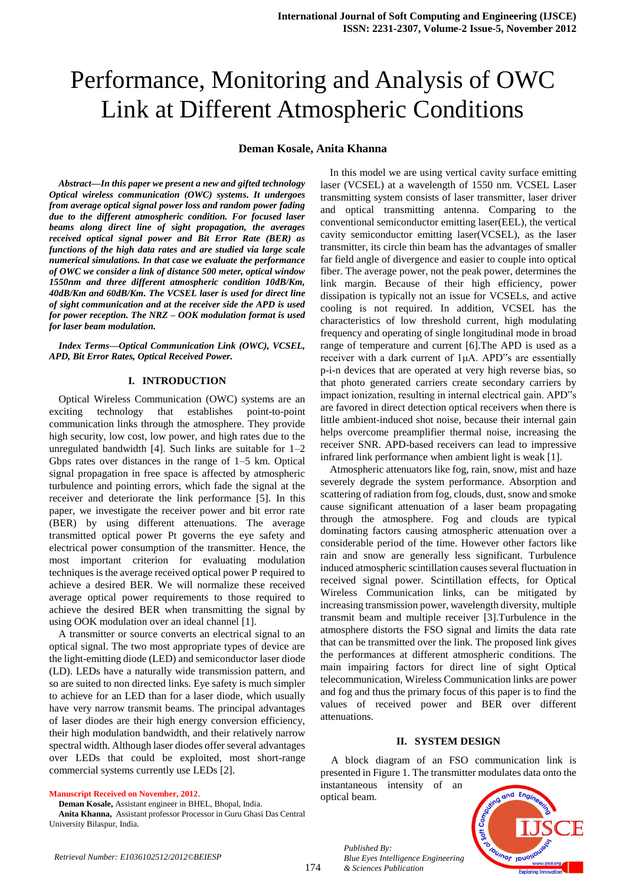# Performance, Monitoring and Analysis of OWC Link at Different Atmospheric Conditions

**Deman Kosale, Anita Khanna**

***Abstract*—*In this paper we present a new and gifted technology Optical wireless communication (OWC) systems. It undergoes from average optical signal power loss and random power fading due to the different atmospheric condition. For focused laser beams along direct line of sight propagation, the averages received optical signal power and Bit Error Rate (BER) as functions of the high data rates and are studied via large scale numerical simulations. In that case we evaluate the performance of OWC we consider a link of distance 500 meter, optical window 1550nm and three different atmospheric condition 10dB/Km, 40dB/Km and 60dB/Km. The VCSEL laser is used for direct line of sight communication and at the receiver side the APD is used for power reception. The NRZ – OOK modulation format is used for laser beam modulation.***

***Index Terms*—*Optical Communication Link (OWC), VCSEL, APD, Bit Error Rates, Optical Received Power.***

## I. INTRODUCTION

Optical Wireless Communication (OWC) systems are an exciting technology that establishes point-to-point communication links through the atmosphere. They provide high security, low cost, low power, and high rates due to the unregulated bandwidth [4]. Such links are suitable for 1–2 Gbps rates over distances in the range of 1–5 km. Optical signal propagation in free space is affected by atmospheric turbulence and pointing errors, which fade the signal at the receiver and deteriorate the link performance [5]. In this paper, we investigate the receiver power and bit error rate (BER) by using different attenuations. The average transmitted optical power Pt governs the eye safety and electrical power consumption of the transmitter. Hence, the most important criterion for evaluating modulation techniques is the average received optical power P required to achieve a desired BER. We will normalize these received average optical power requirements to those required to achieve the desired BER when transmitting the signal by using OOK modulation over an ideal channel [1].

A transmitter or source converts an electrical signal to an optical signal. The two most appropriate types of device are the light-emitting diode (LED) and semiconductor laser diode (LD). LEDs have a naturally wide transmission pattern, and so are suited to non directed links. Eye safety is much simpler to achieve for an LED than for a laser diode, which usually have very narrow transmit beams. The principal advantages of laser diodes are their high energy conversion efficiency, their high modulation bandwidth, and their relatively narrow spectral width. Although laser diodes offer several advantages over LEDs that could be exploited, most short-range commercial systems currently use LEDs [2].

In this model we are using vertical cavity surface emitting laser (VCSEL) at a wavelength of 1550 nm. VCSEL Laser transmitting system consists of laser transmitter, laser driver and optical transmitting antenna. Comparing to the conventional semiconductor emitting laser(EEL), the vertical cavity semiconductor emitting laser(VCSEL), as the laser transmitter, its circle thin beam has the advantages of smaller far field angle of divergence and easier to couple into optical fiber. The average power, not the peak power, determines the link margin. Because of their high efficiency, power dissipation is typically not an issue for VCSELs, and active cooling is not required. In addition, VCSEL has the characteristics of low threshold current, high modulating frequency and operating of single longitudinal mode in broad range of temperature and current [6].The APD is used as a receiver with a dark current of 1μA. APD"s are essentially p-i-n devices that are operated at very high reverse bias, so that photo generated carriers create secondary carriers by impact ionization, resulting in internal electrical gain. APD"s are favored in direct detection optical receivers when there is little ambient-induced shot noise, because their internal gain helps overcome preamplifier thermal noise, increasing the receiver SNR. APD-based receivers can lead to impressive infrared link performance when ambient light is weak [1].

Atmospheric attenuators like fog, rain, snow, mist and haze severely degrade the system performance. Absorption and scattering of radiation from fog, clouds, dust, snow and smoke cause significant attenuation of a laser beam propagating through the atmosphere. Fog and clouds are typical dominating factors causing atmospheric attenuation over a considerable period of the time. However other factors like rain and snow are generally less significant. Turbulence induced atmospheric scintillation causes several fluctuation in received signal power. Scintillation effects, for Optical Wireless Communication links, can be mitigated by increasing transmission power, wavelength diversity, multiple transmit beam and multiple receiver [3].Turbulence in the atmosphere distorts the FSO signal and limits the data rate that can be transmitted over the link. The proposed link gives the performances at different atmospheric conditions. The main impairing factors for direct line of sight Optical telecommunication, Wireless Communication links are power and fog and thus the primary focus of this paper is to find the values of received power and BER over different attenuations.

## II. SYSTEM DESIGN

A block diagram of an FSO communication link is presented in Figure 1. The transmitter modulates data onto the instantaneous intensity of an optical beam.

**Manuscript Received on November, 2012**.

**Deman Kosale,** Assistant engineer in BHEL, Bhopal, India.

**Anita Khanna,** Assistant professor Processor in Guru Ghasi Das Central University Bilaspur, India.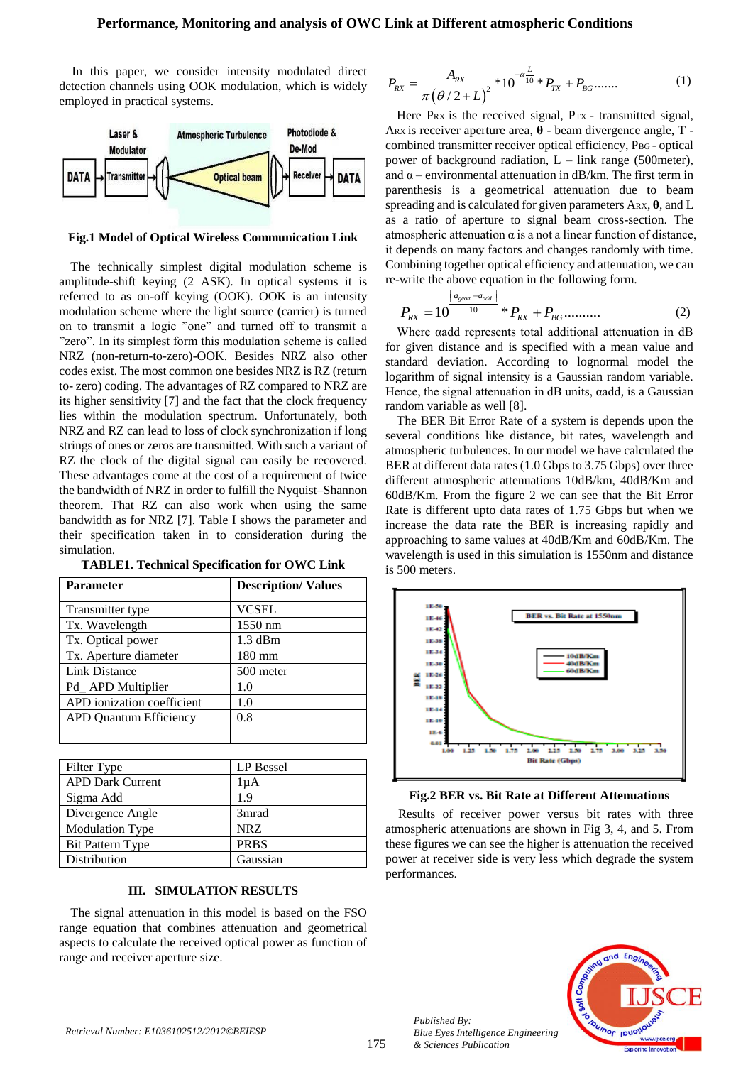In this paper, we consider intensity modulated direct detection channels using OOK modulation, which is widely employed in practical systems.

**Fig.1 Model of Optical Wireless Communication Link**

The technically simplest digital modulation scheme is amplitude-shift keying (2 ASK). In optical systems it is referred to as on-off keying (OOK). OOK is an intensity modulation scheme where the light source (carrier) is turned on to transmit a logic "one" and turned off to transmit a "zero". In its simplest form this modulation scheme is called NRZ (non-return-to-zero)-OOK. Besides NRZ also other codes exist. The most common one besides NRZ is RZ (return to- zero) coding. The advantages of RZ compared to NRZ are its higher sensitivity [7] and the fact that the clock frequency lies within the modulation spectrum. Unfortunately, both NRZ and RZ can lead to loss of clock synchronization if long strings of ones or zeros are transmitted. With such a variant of RZ the clock of the digital signal can easily be recovered. These advantages come at the cost of a requirement of twice the bandwidth of NRZ in order to fulfill the Nyquist–Shannon theorem. That RZ can also work when using the same bandwidth as for NRZ [7]. Table I shows the parameter and their specification taken in to consideration during the simulation.

**TABLE1. Technical Specification for OWC Link**

| Parameter | Description/ Values |
|---|---|
| Transmitter type | VCSEL |
| Tx. Wavelength | 1550 nm |
| Tx. Optical power | 1.3 dBm |
| Tx. Aperture diameter | 180 mm |
| Link Distance | 500 meter |
| Pd_ APD Multiplier | 1.0 |
| APD ionization coefficient | 1.0 |
| APD Quantum Efficiency | 0.8 |
| Filter Type | LP Bessel |
| APD Dark Current | 1μA |
| Sigma Add | 1.9 |
| Divergence Angle | 3mrad |
| Modulation Type | NRZ |
| Bit Pattern Type | PRBS |
| Distribution | Gaussian |

### III. SIMULATION RESULTS

The signal attenuation in this model is based on the FSO range equation that combines attenuation and geometrical aspects to calculate the received optical power as function of range and receiver aperture size.

$$P_{RX} = \frac{A_{RX}}{\pi(\theta/2+L)^2} * 10^{-\alpha\frac{L}{10}} * P_{TX} + P_{BG} \ldots\ldots \quad (1)$$

Here $P_{RX}$ is the received signal, $P_{TX}$ - transmitted signal, $A_{RX}$ is receiver aperture area, **θ** - beam divergence angle, T - combined transmitter receiver optical efficiency, $P_{BG}$ - optical power of background radiation, L – link range (500meter), and α – environmental attenuation in dB/km. The first term in parenthesis is a geometrical attenuation due to beam spreading and is calculated for given parameters $A_{RX}$, **θ**, and L as a ratio of aperture to signal beam cross-section. The atmospheric attenuation α is a not a linear function of distance, it depends on many factors and changes randomly with time. Combining together optical efficiency and attenuation, we can re-write the above equation in the following form.

$$P_{RX} = 10^{\frac{\left[a_{geom} - a_{add}\right]}{10}} * P_{RX} + P_{BG} \ldots\ldots\ldots \quad (2)$$

Where αadd represents total additional attenuation in dB for given distance and is specified with a mean value and standard deviation. According to lognormal model the logarithm of signal intensity is a Gaussian random variable. Hence, the signal attenuation in dB units, αadd, is a Gaussian random variable as well [8].

The BER Bit Error Rate of a system is depends upon the several conditions like distance, bit rates, wavelength and atmospheric turbulences. In our model we have calculated the BER at different data rates (1.0 Gbps to 3.75 Gbps) over three different atmospheric attenuations 10dB/km, 40dB/Km and 60dB/Km. From the figure 2 we can see that the Bit Error Rate is different upto data rates of 1.75 Gbps but when we increase the data rate the BER is increasing rapidly and approaching to same values at 40dB/Km and 60dB/Km. The wavelength is used in this simulation is 1550nm and distance is 500 meters.

**Fig.2 BER vs. Bit Rate at Different Attenuations**

Results of receiver power versus bit rates with three atmospheric attenuations are shown in Fig 3, 4, and 5. From these figures we can see the higher is attenuation the received power at receiver side is very less which degrade the system performances.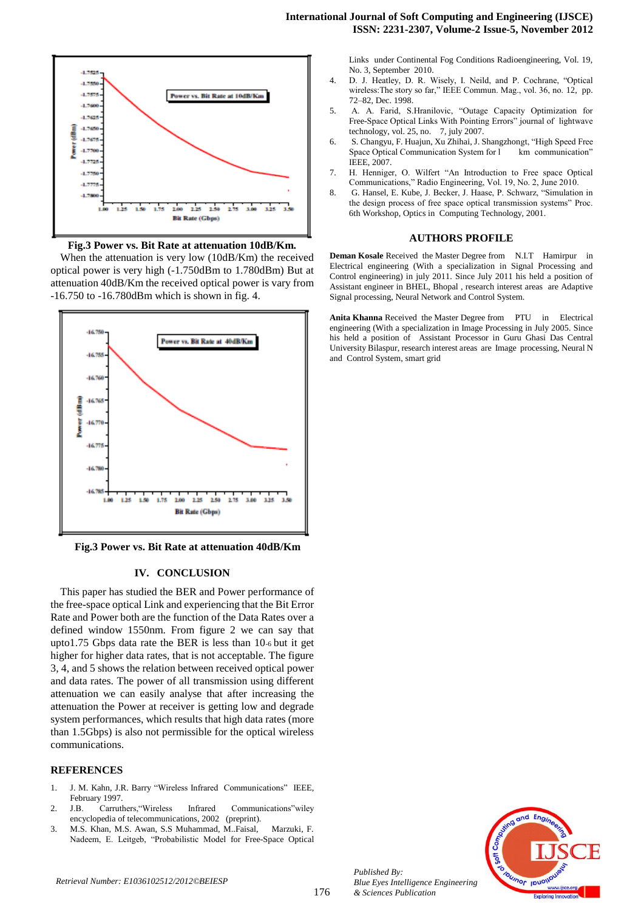Power vs. Bit Rate at 10dB/Km

-1.7525
-1.7550
-1.7575
-1.7600
-1.7625
-1.7650
-1.7675
-1.7700
-1.7725
-1.7750
-1.7775
-1.7800

Power (dBm)

1.00 1.25 1.50 1.75 2.00 2.25 2.50 2.75 3.00 3.25 3.50

Bit Rate (Gbps)

**Fig.3 Power vs. Bit Rate at attenuation 10dB/Km.**

When the attenuation is very low (10dB/Km) the received optical power is very high (-1.750dBm to 1.780dBm) But at attenuation 40dB/Km the received optical power is vary from -16.750 to -16.780dBm which is shown in fig. 4.

Power vs. Bit Rate at 40dB/Km

-16.750
-16.755
-16.760
-16.765
-16.770
-16.775
-16.780
-16.785

Power (dBm)

1.00 1.25 1.50 1.75 2.00 2.25 2.50 2.75 3.00 3.25 3.50

Bit Rate (Gbps)

**Fig.3 Power vs. Bit Rate at attenuation 40dB/Km**

## IV. CONCLUSION

This paper has studied the BER and Power performance of the free-space optical Link and experiencing that the Bit Error Rate and Power both are the function of the Data Rates over a defined window 1550nm. From figure 2 we can say that upto1.75 Gbps data rate the BER is less than $10^{-6}$ but it get higher for higher data rates, that is not acceptable. The figure 3, 4, and 5 shows the relation between received optical power and data rates. The power of all transmission using different attenuation we can easily analyse that after increasing the attenuation the Power at receiver is getting low and degrade system performances, which results that high data rates (more than 1.5Gbps) is also not permissible for the optical wireless communications.

## REFERENCES

1. J. M. Kahn, J.R. Barry "Wireless Infrared Communications" IEEE, February 1997.
2. J.B. Carruthers,"Wireless Infrared Communications"wiley encyclopedia of telecommunications, 2002 (preprint).
3. M.S. Khan, M.S. Awan, S.S Muhammad, M..Faisal, Marzuki, F. Nadeem, E. Leitgeb, "Probabilistic Model for Free-Space Optical Links under Continental Fog Conditions Radioengineering, Vol. 19, No. 3, September 2010.
4. D. J. Heatley, D. R. Wisely, I. Neild, and P. Cochrane, "Optical wireless:The story so far," IEEE Commun. Mag., vol. 36, no. 12, pp. 72–82, Dec. 1998.
5. A. A. Farid, S.Hranilovic, "Outage Capacity Optimization for Free-Space Optical Links With Pointing Errors" journal of lightwave technology, vol. 25, no. 7, july 2007.
6. S. Changyu, F. Huajun, Xu Zhihai, J. Shangzhongt, "High Speed Free Space Optical Communication System for l km communication" IEEE, 2007.
7. H. Henniger, O. Wilfert "An Introduction to Free space Optical Communications," Radio Engineering, Vol. 19, No. 2, June 2010.
8. G. Hansel, E. Kube, J. Becker, J. Haase, P. Schwarz, "Simulation in the design process of free space optical transmission systems" Proc. 6th Workshop, Optics in Computing Technology, 2001.

## AUTHORS PROFILE

**Deman Kosale** Received the Master Degree from N.I.T Hamirpur in Electrical engineering (With a specialization in Signal Processing and Control engineering) in july 2011. Since July 2011 his held a position of Assistant engineer in BHEL, Bhopal , research interest areas are Adaptive Signal processing, Neural Network and Control System.

**Anita Khanna** Received the Master Degree from PTU in Electrical engineering (With a specialization in Image Processing in July 2005. Since his held a position of Assistant Processor in Guru Ghasi Das Central University Bilaspur, research interest areas are Image processing, Neural N and Control System, smart grid